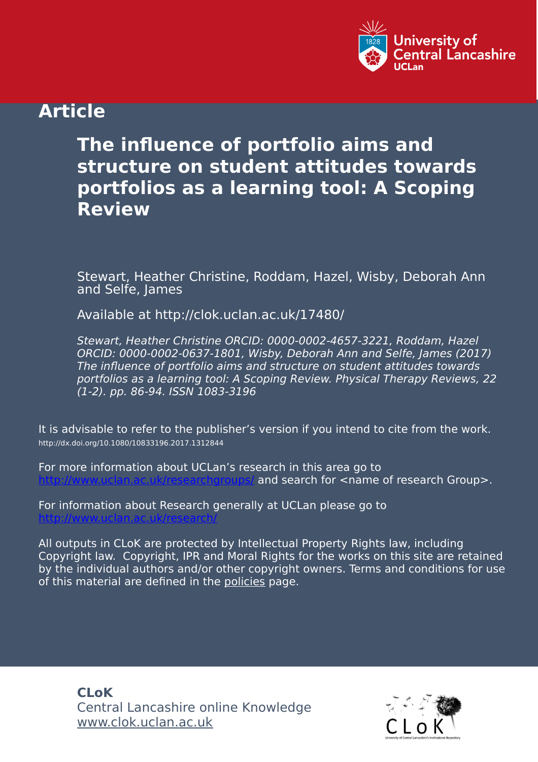University of Central Lancashire
UCLan

## Article

# The influence of portfolio aims and structure on student attitudes towards portfolios as a learning tool: A Scoping Review

Stewart, Heather Christine, Roddam, Hazel, Wisby, Deborah Ann and Selfe, James

Available at http://clok.uclan.ac.uk/17480/

*Stewart, Heather Christine ORCID: 0000-0002-4657-3221, Roddam, Hazel ORCID: 0000-0002-0637-1801, Wisby, Deborah Ann and Selfe, James (2017) The influence of portfolio aims and structure on student attitudes towards portfolios as a learning tool: A Scoping Review. Physical Therapy Reviews, 22 (1-2). pp. 86-94. ISSN 1083-3196*

It is advisable to refer to the publisher's version if you intend to cite from the work.
http://dx.doi.org/10.1080/10833196.2017.1312844

For more information about UCLan's research in this area go to http://www.uclan.ac.uk/researchgroups/ and search for <name of research Group>.

For information about Research generally at UCLan please go to http://www.uclan.ac.uk/research/

All outputs in CLoK are protected by Intellectual Property Rights law, including Copyright law. Copyright, IPR and Moral Rights for the works on this site are retained by the individual authors and/or other copyright owners. Terms and conditions for use of this material are defined in the policies page.

**CLoK**
Central Lancashire online Knowledge
www.clok.uclan.ac.uk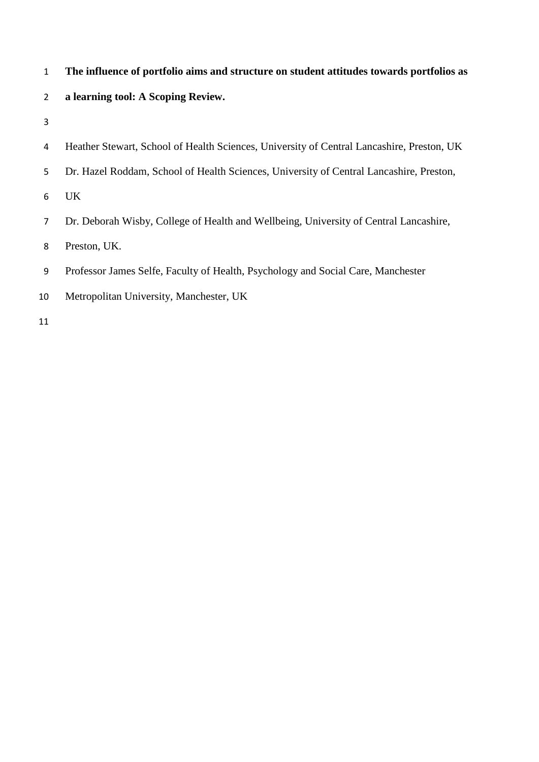# The influence of portfolio aims and structure on student attitudes towards portfolios as a learning tool: A Scoping Review.

Heather Stewart, School of Health Sciences, University of Central Lancashire, Preston, UK

Dr. Hazel Roddam, School of Health Sciences, University of Central Lancashire, Preston, UK

Dr. Deborah Wisby, College of Health and Wellbeing, University of Central Lancashire, Preston, UK.

Professor James Selfe, Faculty of Health, Psychology and Social Care, Manchester Metropolitan University, Manchester, UK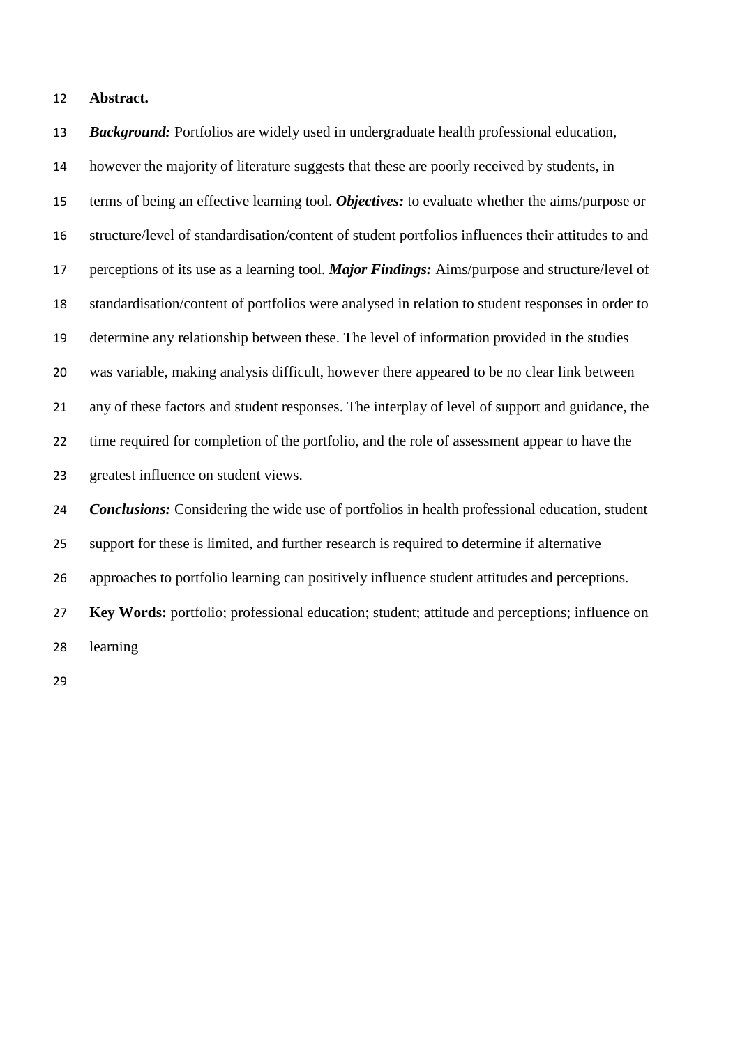**Abstract.**

***Background:*** Portfolios are widely used in undergraduate health professional education, however the majority of literature suggests that these are poorly received by students, in terms of being an effective learning tool. ***Objectives:*** to evaluate whether the aims/purpose or structure/level of standardisation/content of student portfolios influences their attitudes to and perceptions of its use as a learning tool. ***Major Findings:*** Aims/purpose and structure/level of standardisation/content of portfolios were analysed in relation to student responses in order to determine any relationship between these. The level of information provided in the studies was variable, making analysis difficult, however there appeared to be no clear link between any of these factors and student responses. The interplay of level of support and guidance, the time required for completion of the portfolio, and the role of assessment appear to have the greatest influence on student views.

***Conclusions:*** Considering the wide use of portfolios in health professional education, student support for these is limited, and further research is required to determine if alternative approaches to portfolio learning can positively influence student attitudes and perceptions.

**Key Words:** portfolio; professional education; student; attitude and perceptions; influence on learning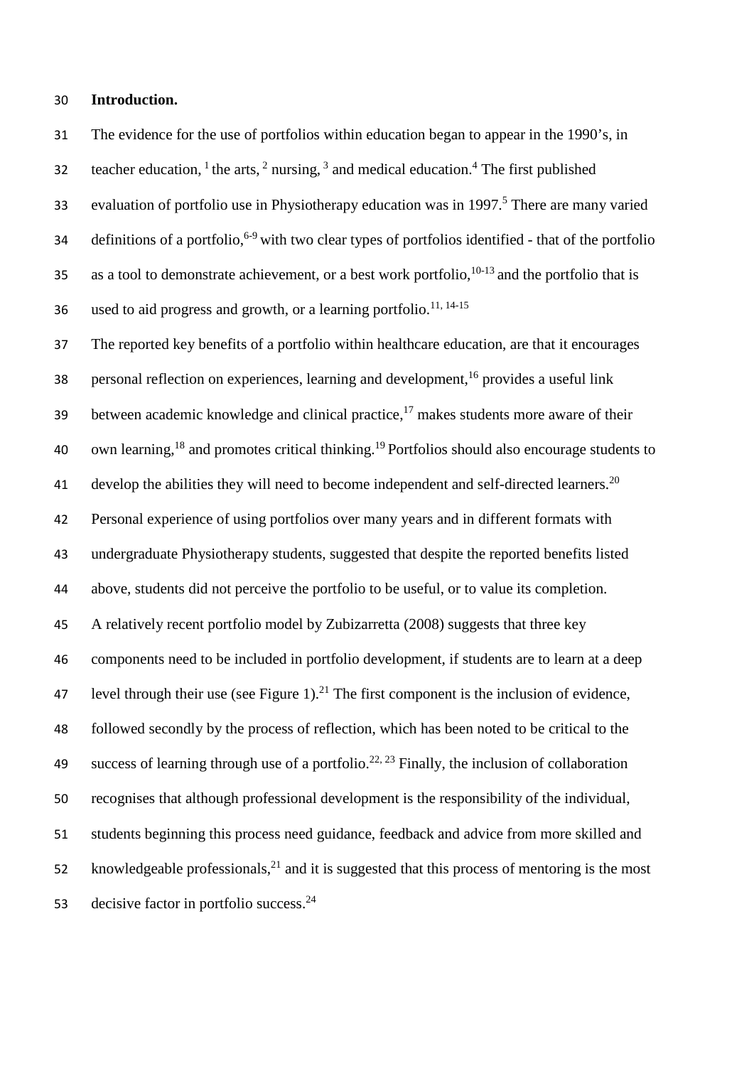**Introduction.**

The evidence for the use of portfolios within education began to appear in the 1990's, in teacher education, [1] the arts, [2] nursing, [3] and medical education.[4] The first published evaluation of portfolio use in Physiotherapy education was in 1997.[5] There are many varied definitions of a portfolio,[6-9] with two clear types of portfolios identified - that of the portfolio as a tool to demonstrate achievement, or a best work portfolio,[10-13] and the portfolio that is used to aid progress and growth, or a learning portfolio.[11, 14-15]

The reported key benefits of a portfolio within healthcare education, are that it encourages personal reflection on experiences, learning and development,[16] provides a useful link between academic knowledge and clinical practice,[17] makes students more aware of their own learning,[18] and promotes critical thinking.[19] Portfolios should also encourage students to develop the abilities they will need to become independent and self-directed learners.[20]

Personal experience of using portfolios over many years and in different formats with undergraduate Physiotherapy students, suggested that despite the reported benefits listed above, students did not perceive the portfolio to be useful, or to value its completion.

A relatively recent portfolio model by Zubizarretta (2008) suggests that three key components need to be included in portfolio development, if students are to learn at a deep level through their use (see Figure 1).[21] The first component is the inclusion of evidence, followed secondly by the process of reflection, which has been noted to be critical to the success of learning through use of a portfolio.[22, 23] Finally, the inclusion of collaboration recognises that although professional development is the responsibility of the individual, students beginning this process need guidance, feedback and advice from more skilled and knowledgeable professionals,[21] and it is suggested that this process of mentoring is the most decisive factor in portfolio success.[24]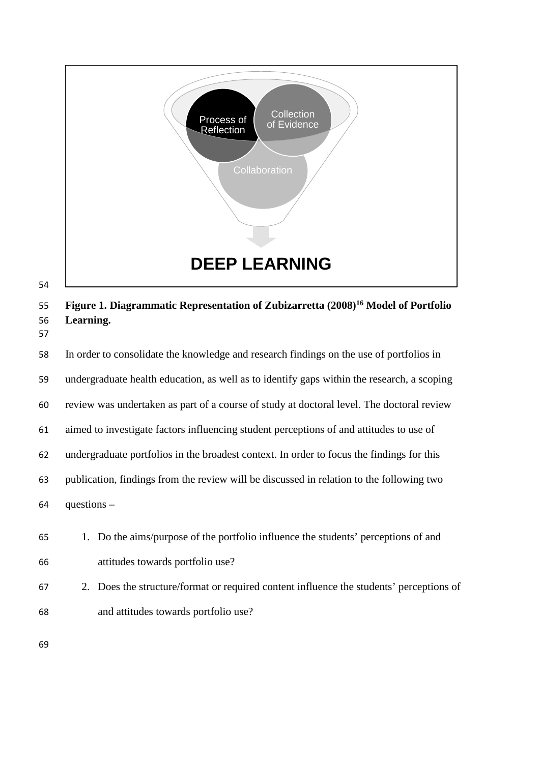**Figure 1. Diagrammatic Representation of Zubizarretta (2008)[16] Model of Portfolio Learning.**

In order to consolidate the knowledge and research findings on the use of portfolios in undergraduate health education, as well as to identify gaps within the research, a scoping review was undertaken as part of a course of study at doctoral level. The doctoral review aimed to investigate factors influencing student perceptions of and attitudes to use of undergraduate portfolios in the broadest context. In order to focus the findings for this publication, findings from the review will be discussed in relation to the following two questions –

1. Do the aims/purpose of the portfolio influence the students' perceptions of and attitudes towards portfolio use?
2. Does the structure/format or required content influence the students' perceptions of and attitudes towards portfolio use?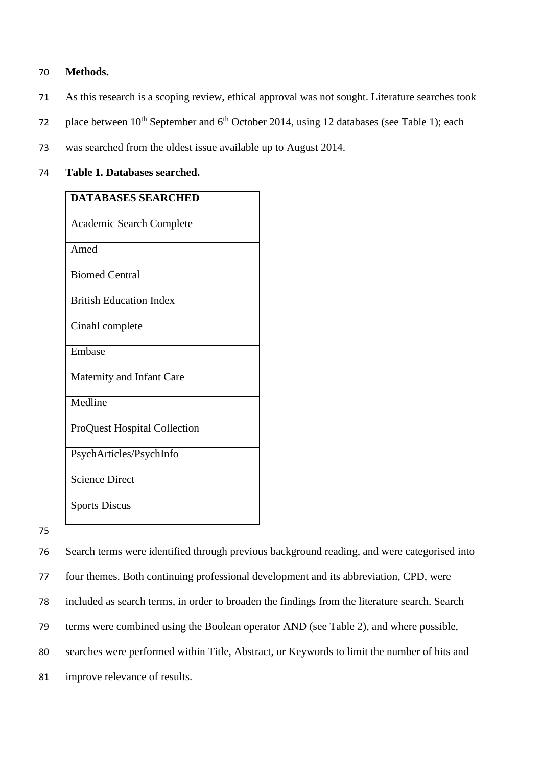**Methods.**

As this research is a scoping review, ethical approval was not sought. Literature searches took place between 10$^{th}$ September and 6$^{th}$ October 2014, using 12 databases (see Table 1); each was searched from the oldest issue available up to August 2014.

**Table 1. Databases searched.**

| DATABASES SEARCHED |
|---|
| Academic Search Complete |
| Amed |
| Biomed Central |
| British Education Index |
| Cinahl complete |
| Embase |
| Maternity and Infant Care |
| Medline |
| ProQuest Hospital Collection |
| PsychArticles/PsychInfo |
| Science Direct |
| Sports Discus |

Search terms were identified through previous background reading, and were categorised into four themes. Both continuing professional development and its abbreviation, CPD, were included as search terms, in order to broaden the findings from the literature search. Search terms were combined using the Boolean operator AND (see Table 2), and where possible, searches were performed within Title, Abstract, or Keywords to limit the number of hits and improve relevance of results.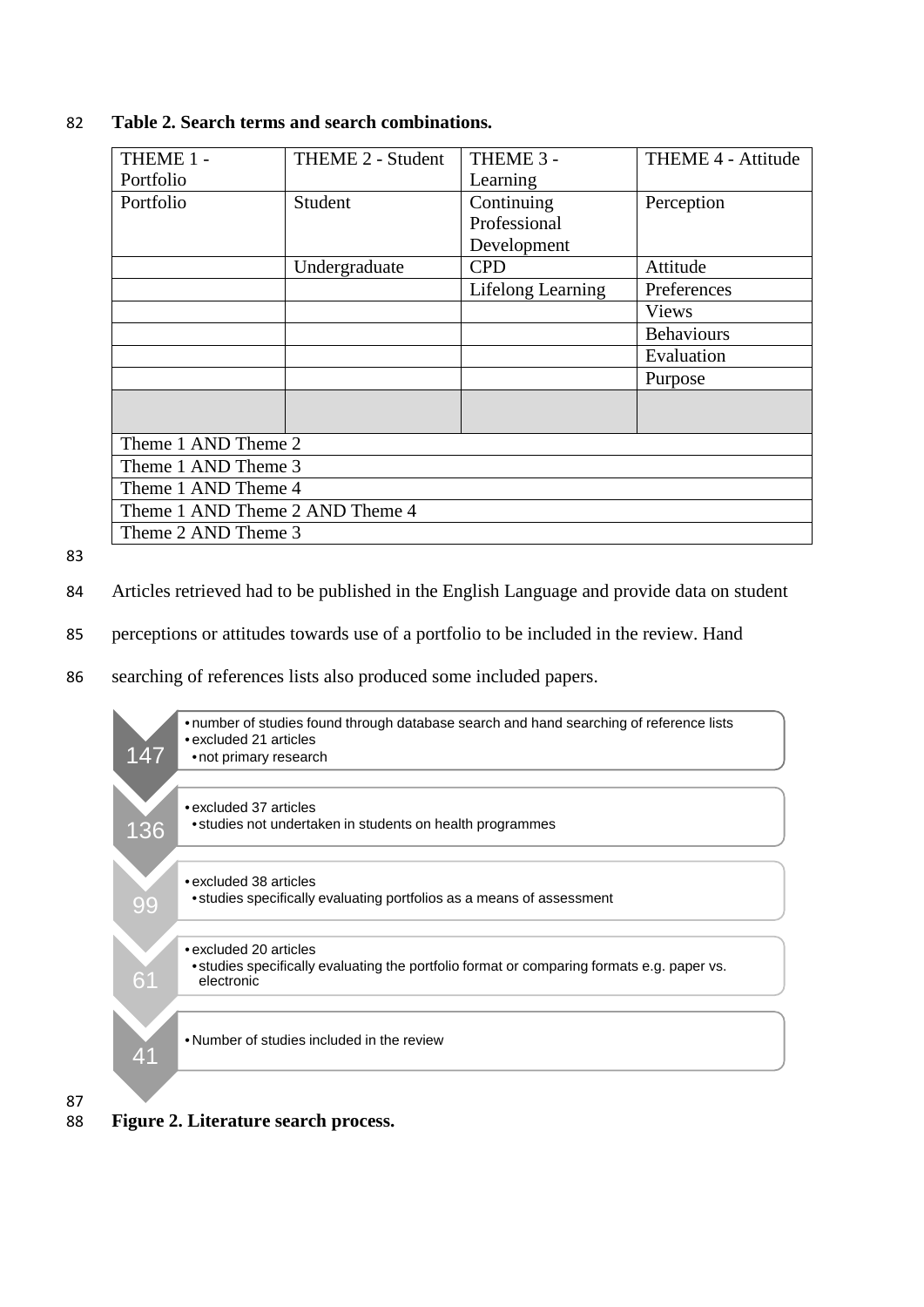**Table 2. Search terms and search combinations.**

| THEME 1 - Portfolio | THEME 2 - Student | THEME 3 - Learning | THEME 4 - Attitude |
|---|---|---|---|
| Portfolio | Student | Continuing Professional Development | Perception |
| | Undergraduate | CPD | Attitude |
| | | Lifelong Learning | Preferences |
| | | | Views |
| | | | Behaviours |
| | | | Evaluation |
| | | | Purpose |
| | | | |
| Theme 1 AND Theme 2 | | | |
| Theme 1 AND Theme 3 | | | |
| Theme 1 AND Theme 4 | | | |
| Theme 1 AND Theme 2 AND Theme 4 | | | |
| Theme 2 AND Theme 3 | | | |

Articles retrieved had to be published in the English Language and provide data on student perceptions or attitudes towards use of a portfolio to be included in the review. Hand searching of references lists also produced some included papers.

- **147**
  - number of studies found through database search and hand searching of reference lists
  - excluded 21 articles
    - not primary research
- **136**
  - excluded 37 articles
    - studies not undertaken in students on health programmes
- **99**
  - excluded 38 articles
    - studies specifically evaluating portfolios as a means of assessment
- **61**
  - excluded 20 articles
    - studies specifically evaluating the portfolio format or comparing formats e.g. paper vs. electronic
- **41**
  - Number of studies included in the review

**Figure 2. Literature search process.**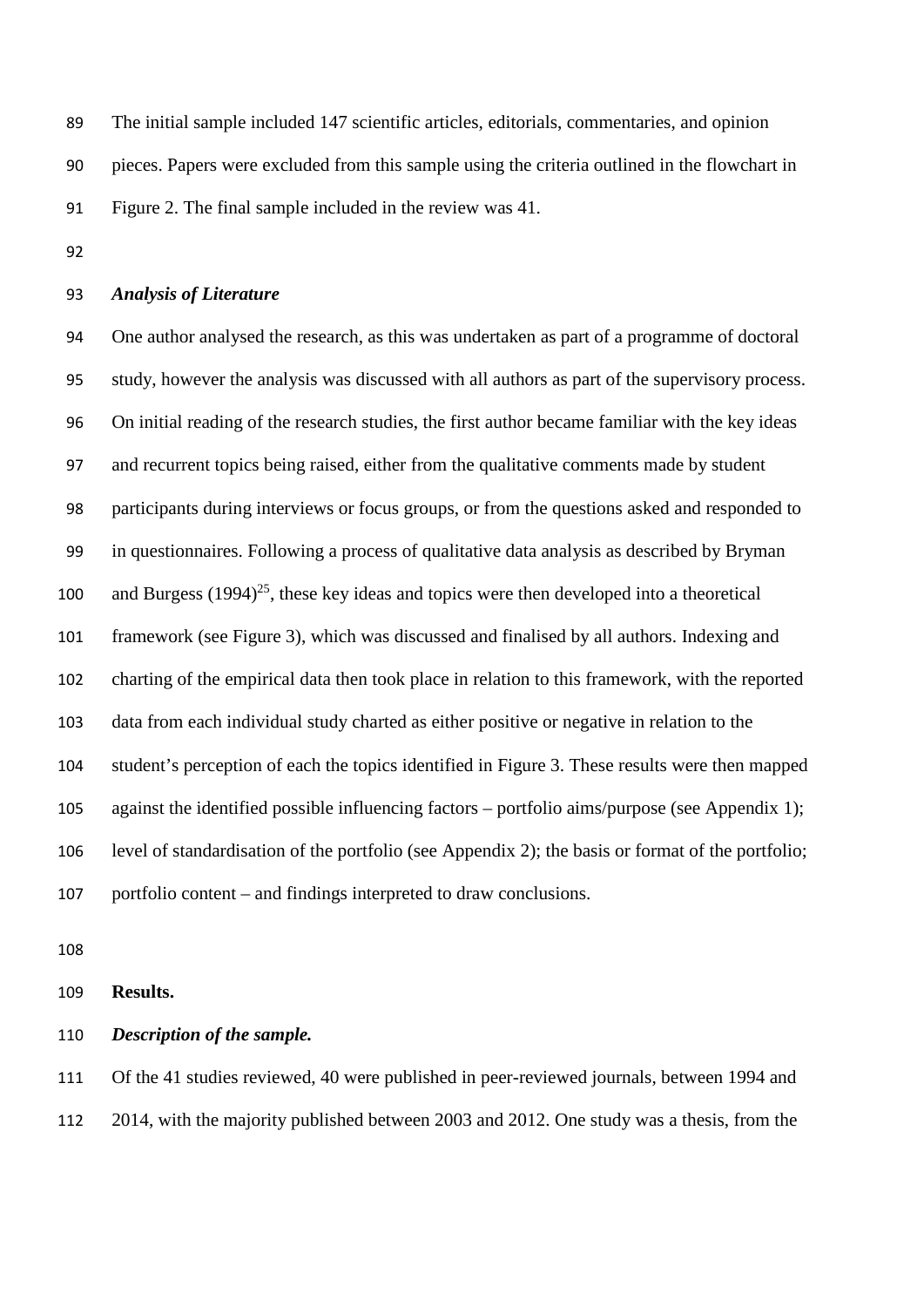The initial sample included 147 scientific articles, editorials, commentaries, and opinion pieces. Papers were excluded from this sample using the criteria outlined in the flowchart in Figure 2. The final sample included in the review was 41.

### *Analysis of Literature*

One author analysed the research, as this was undertaken as part of a programme of doctoral study, however the analysis was discussed with all authors as part of the supervisory process. On initial reading of the research studies, the first author became familiar with the key ideas and recurrent topics being raised, either from the qualitative comments made by student participants during interviews or focus groups, or from the questions asked and responded to in questionnaires. Following a process of qualitative data analysis as described by Bryman and Burgess (1994)[25], these key ideas and topics were then developed into a theoretical framework (see Figure 3), which was discussed and finalised by all authors. Indexing and charting of the empirical data then took place in relation to this framework, with the reported data from each individual study charted as either positive or negative in relation to the student's perception of each the topics identified in Figure 3. These results were then mapped against the identified possible influencing factors – portfolio aims/purpose (see Appendix 1); level of standardisation of the portfolio (see Appendix 2); the basis or format of the portfolio; portfolio content – and findings interpreted to draw conclusions.

## Results.

### *Description of the sample.*

Of the 41 studies reviewed, 40 were published in peer-reviewed journals, between 1994 and 2014, with the majority published between 2003 and 2012. One study was a thesis, from the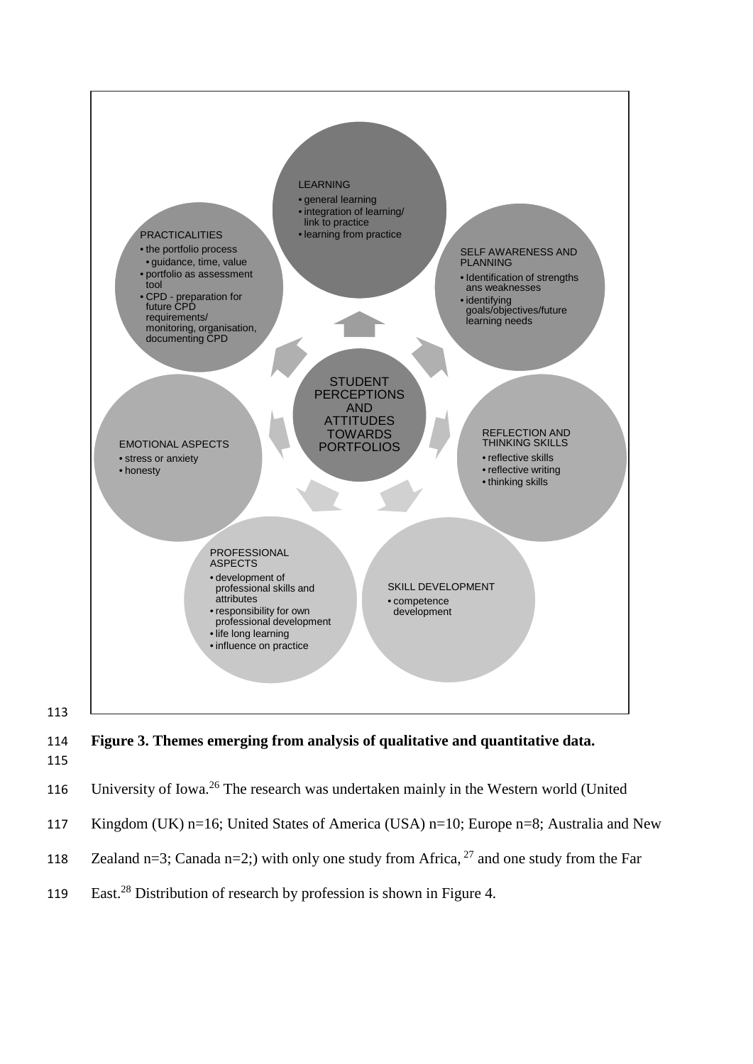STUDENT PERCEPTIONS AND ATTITUDES TOWARDS PORTFOLIOS

LEARNING
- general learning
- integration of learning/ link to practice
- learning from practice

SELF AWARENESS AND PLANNING
- Identification of strengths ans weaknesses
- identifying goals/objectives/future learning needs

REFLECTION AND THINKING SKILLS
- reflective skills
- reflective writing
- thinking skills

SKILL DEVELOPMENT
- competence development

PROFESSIONAL ASPECTS
- development of professional skills and attributes
- responsibility for own professional development
- life long learning
- influence on practice

EMOTIONAL ASPECTS
- stress or anxiety
- honesty

PRACTICALITIES
- the portfolio process
  - guidance, time, value
- portfolio as assessment tool
- CPD - preparation for future CPD requirements/ monitoring, organisation, documenting CPD

**Figure 3. Themes emerging from analysis of qualitative and quantitative data.**

University of Iowa.[26] The research was undertaken mainly in the Western world (United Kingdom (UK) n=16; United States of America (USA) n=10; Europe n=8; Australia and New Zealand n=3; Canada n=2;) with only one study from Africa, [27] and one study from the Far East.[28] Distribution of research by profession is shown in Figure 4.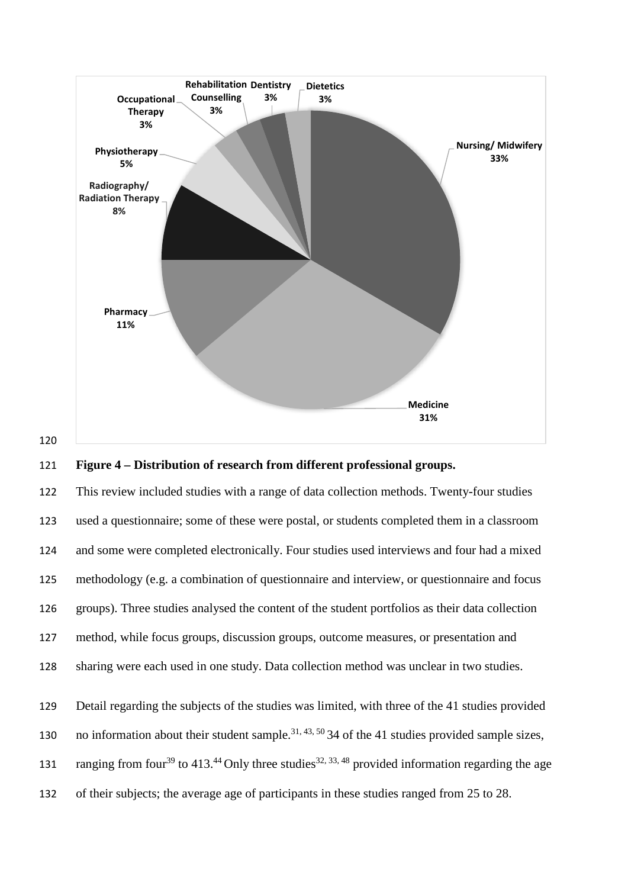**Figure 4 – Distribution of research from different professional groups.**

This review included studies with a range of data collection methods. Twenty-four studies used a questionnaire; some of these were postal, or students completed them in a classroom and some were completed electronically. Four studies used interviews and four had a mixed methodology (e.g. a combination of questionnaire and interview, or questionnaire and focus groups). Three studies analysed the content of the student portfolios as their data collection method, while focus groups, discussion groups, outcome measures, or presentation and sharing were each used in one study. Data collection method was unclear in two studies.

Detail regarding the subjects of the studies was limited, with three of the 41 studies provided no information about their student sample.[31, 43, 50] 34 of the 41 studies provided sample sizes, ranging from four[39] to 413.[44] Only three studies[32, 33, 48] provided information regarding the age of their subjects; the average age of participants in these studies ranged from 25 to 28.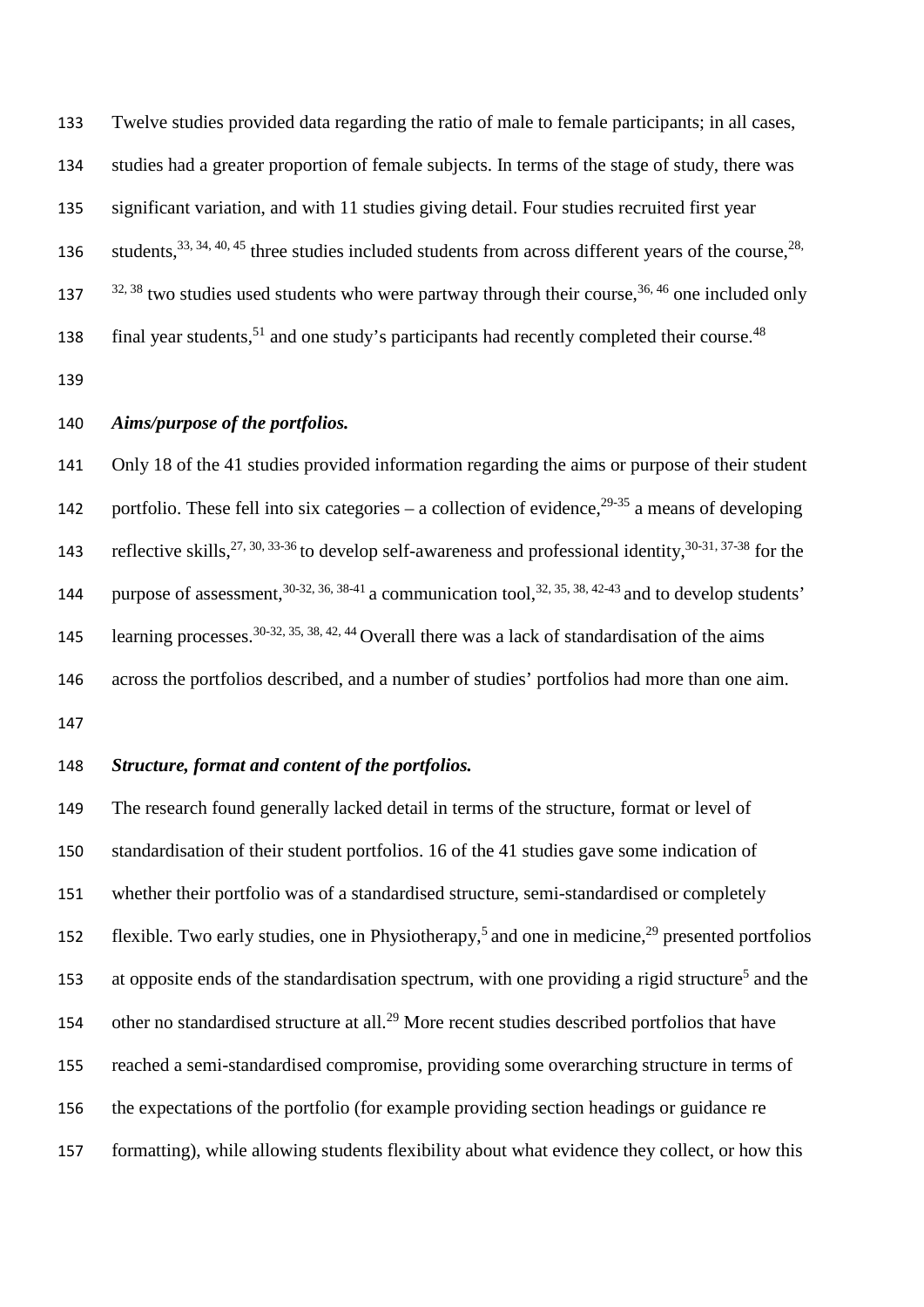Twelve studies provided data regarding the ratio of male to female participants; in all cases, studies had a greater proportion of female subjects. In terms of the stage of study, there was significant variation, and with 11 studies giving detail. Four studies recruited first year students,[33, 34, 40, 45] three studies included students from across different years of the course,[28, 32, 38] two studies used students who were partway through their course,[36, 46] one included only final year students,[51] and one study's participants had recently completed their course.[48]

***Aims/purpose of the portfolios.***

Only 18 of the 41 studies provided information regarding the aims or purpose of their student portfolio. These fell into six categories – a collection of evidence,[29-35] a means of developing reflective skills,[27, 30, 33-36] to develop self-awareness and professional identity,[30-31, 37-38] for the purpose of assessment,[30-32, 36, 38-41] a communication tool,[32, 35, 38, 42-43] and to develop students' learning processes.[30-32, 35, 38, 42, 44] Overall there was a lack of standardisation of the aims across the portfolios described, and a number of studies' portfolios had more than one aim.

***Structure, format and content of the portfolios.***

The research found generally lacked detail in terms of the structure, format or level of standardisation of their student portfolios. 16 of the 41 studies gave some indication of whether their portfolio was of a standardised structure, semi-standardised or completely flexible. Two early studies, one in Physiotherapy,[5] and one in medicine,[29] presented portfolios at opposite ends of the standardisation spectrum, with one providing a rigid structure[5] and the other no standardised structure at all.[29] More recent studies described portfolios that have reached a semi-standardised compromise, providing some overarching structure in terms of the expectations of the portfolio (for example providing section headings or guidance re formatting), while allowing students flexibility about what evidence they collect, or how this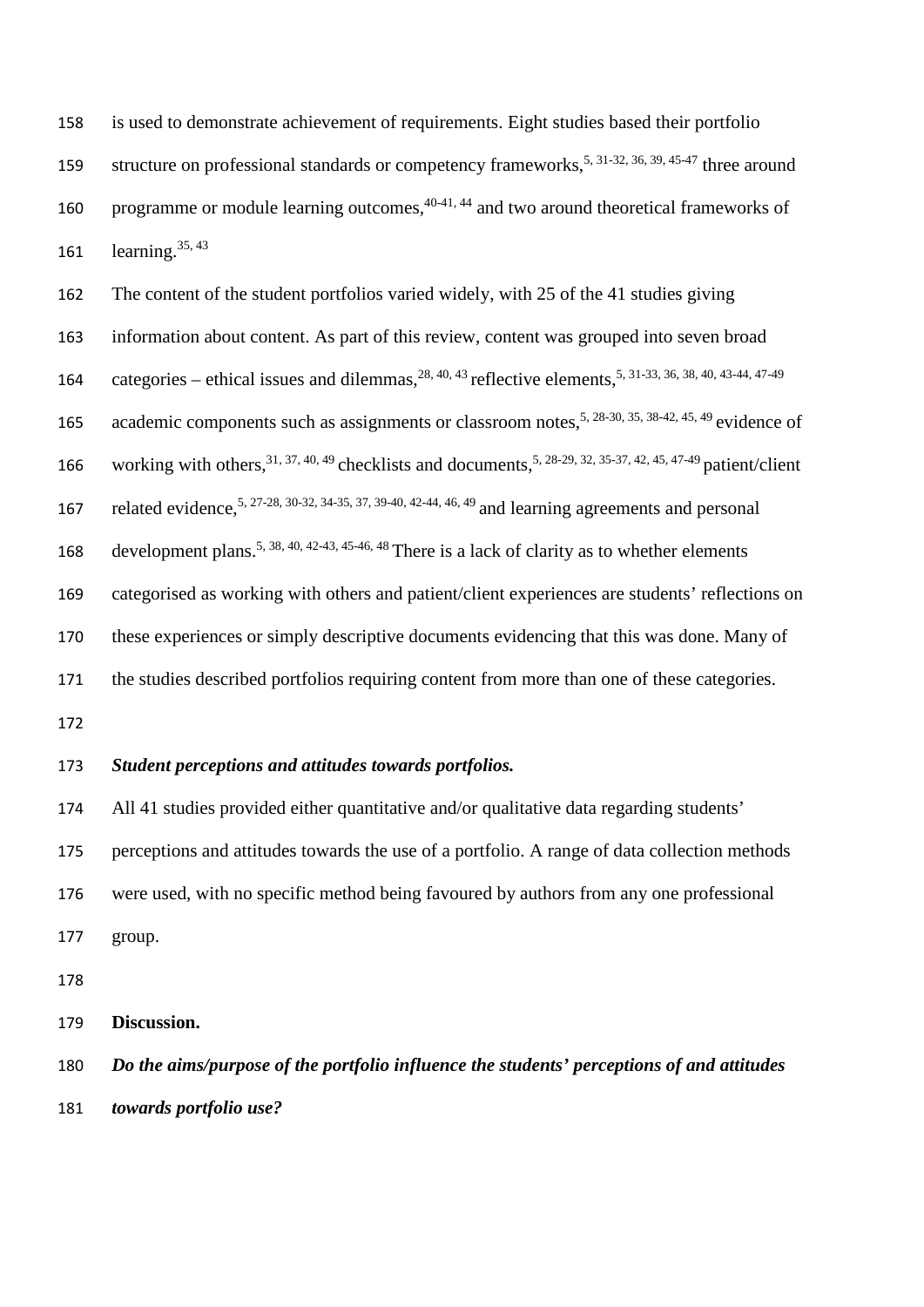is used to demonstrate achievement of requirements. Eight studies based their portfolio structure on professional standards or competency frameworks,[5, 31-32, 36, 39, 45-47] three around programme or module learning outcomes,[40-41, 44] and two around theoretical frameworks of learning.[35, 43]

The content of the student portfolios varied widely, with 25 of the 41 studies giving information about content. As part of this review, content was grouped into seven broad categories – ethical issues and dilemmas,[28, 40, 43] reflective elements,[5, 31-33, 36, 38, 40, 43-44, 47-49] academic components such as assignments or classroom notes,[5, 28-30, 35, 38-42, 45, 49] evidence of working with others,[31, 37, 40, 49] checklists and documents,[5, 28-29, 32, 35-37, 42, 45, 47-49] patient/client related evidence,[5, 27-28, 30-32, 34-35, 37, 39-40, 42-44, 46, 49] and learning agreements and personal development plans.[5, 38, 40, 42-43, 45-46, 48] There is a lack of clarity as to whether elements categorised as working with others and patient/client experiences are students' reflections on these experiences or simply descriptive documents evidencing that this was done. Many of the studies described portfolios requiring content from more than one of these categories.

***Student perceptions and attitudes towards portfolios.***

All 41 studies provided either quantitative and/or qualitative data regarding students' perceptions and attitudes towards the use of a portfolio. A range of data collection methods were used, with no specific method being favoured by authors from any one professional group.

## Discussion.

***Do the aims/purpose of the portfolio influence the students' perceptions of and attitudes towards portfolio use?***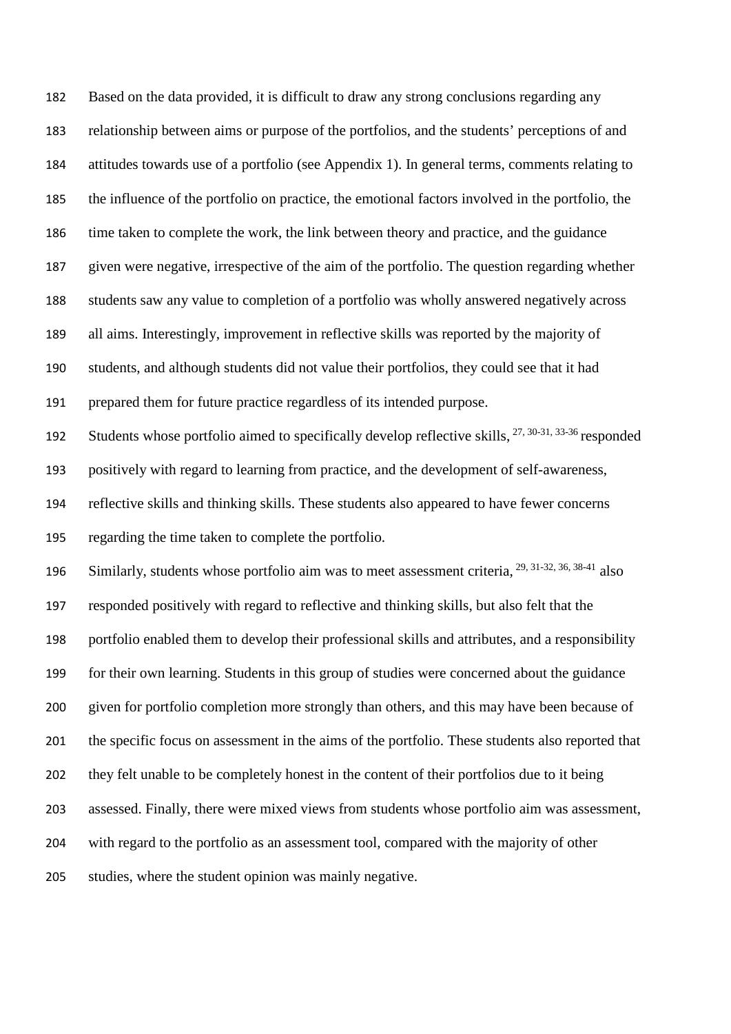Based on the data provided, it is difficult to draw any strong conclusions regarding any relationship between aims or purpose of the portfolios, and the students' perceptions of and attitudes towards use of a portfolio (see Appendix 1). In general terms, comments relating to the influence of the portfolio on practice, the emotional factors involved in the portfolio, the time taken to complete the work, the link between theory and practice, and the guidance given were negative, irrespective of the aim of the portfolio. The question regarding whether students saw any value to completion of a portfolio was wholly answered negatively across all aims. Interestingly, improvement in reflective skills was reported by the majority of students, and although students did not value their portfolios, they could see that it had prepared them for future practice regardless of its intended purpose.

Students whose portfolio aimed to specifically develop reflective skills, [27, 30-31, 33-36] responded positively with regard to learning from practice, and the development of self-awareness, reflective skills and thinking skills. These students also appeared to have fewer concerns regarding the time taken to complete the portfolio.

Similarly, students whose portfolio aim was to meet assessment criteria, [29, 31-32, 36, 38-41] also responded positively with regard to reflective and thinking skills, but also felt that the portfolio enabled them to develop their professional skills and attributes, and a responsibility for their own learning. Students in this group of studies were concerned about the guidance given for portfolio completion more strongly than others, and this may have been because of the specific focus on assessment in the aims of the portfolio. These students also reported that they felt unable to be completely honest in the content of their portfolios due to it being assessed. Finally, there were mixed views from students whose portfolio aim was assessment, with regard to the portfolio as an assessment tool, compared with the majority of other studies, where the student opinion was mainly negative.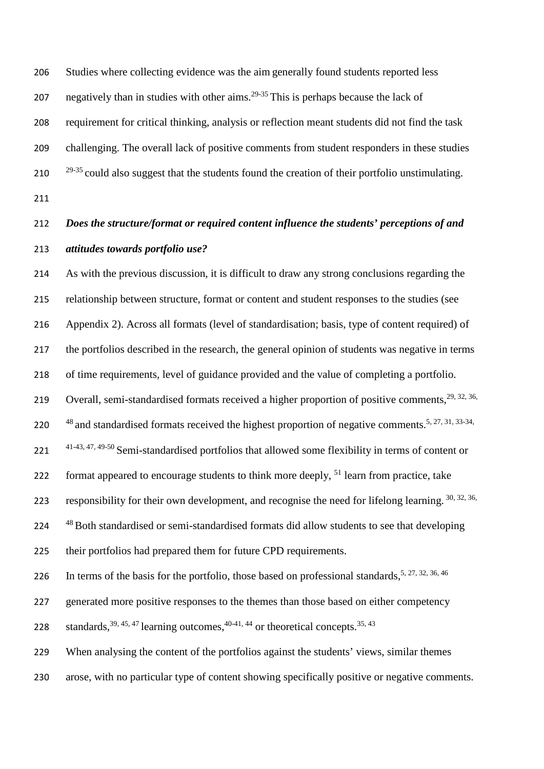Studies where collecting evidence was the aim generally found students reported less negatively than in studies with other aims.[29-35] This is perhaps because the lack of requirement for critical thinking, analysis or reflection meant students did not find the task challenging. The overall lack of positive comments from student responders in these studies [29-35] could also suggest that the students found the creation of their portfolio unstimulating.

***Does the structure/format or required content influence the students' perceptions of and attitudes towards portfolio use?***

As with the previous discussion, it is difficult to draw any strong conclusions regarding the relationship between structure, format or content and student responses to the studies (see Appendix 2). Across all formats (level of standardisation; basis, type of content required) of the portfolios described in the research, the general opinion of students was negative in terms of time requirements, level of guidance provided and the value of completing a portfolio. Overall, semi-standardised formats received a higher proportion of positive comments,[29, 32, 36, 48] and standardised formats received the highest proportion of negative comments.[5, 27, 31, 33-34, 41-43, 47, 49-50] Semi-standardised portfolios that allowed some flexibility in terms of content or format appeared to encourage students to think more deeply, [51] learn from practice, take responsibility for their own development, and recognise the need for lifelong learning. [30, 32, 36, 48] Both standardised or semi-standardised formats did allow students to see that developing their portfolios had prepared them for future CPD requirements.

In terms of the basis for the portfolio, those based on professional standards,[5, 27, 32, 36, 46] generated more positive responses to the themes than those based on either competency standards,[39, 45, 47] learning outcomes,[40-41, 44] or theoretical concepts.[35, 43]

When analysing the content of the portfolios against the students' views, similar themes arose, with no particular type of content showing specifically positive or negative comments.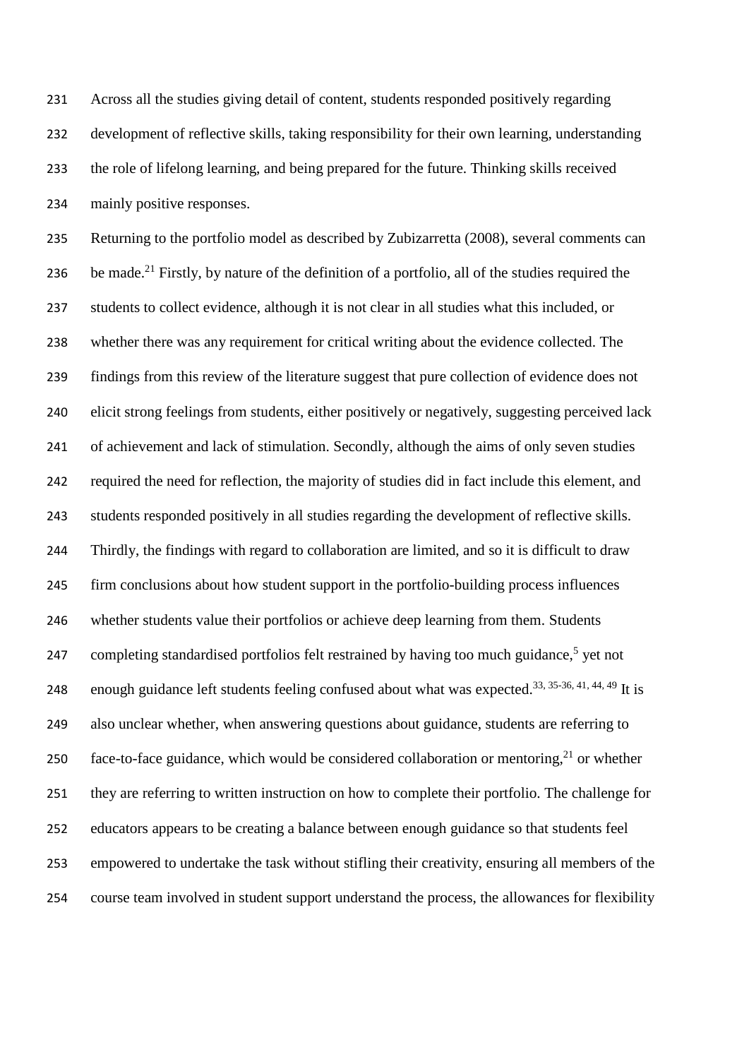Across all the studies giving detail of content, students responded positively regarding development of reflective skills, taking responsibility for their own learning, understanding the role of lifelong learning, and being prepared for the future. Thinking skills received mainly positive responses.

Returning to the portfolio model as described by Zubizarretta (2008), several comments can be made.[21] Firstly, by nature of the definition of a portfolio, all of the studies required the students to collect evidence, although it is not clear in all studies what this included, or whether there was any requirement for critical writing about the evidence collected. The findings from this review of the literature suggest that pure collection of evidence does not elicit strong feelings from students, either positively or negatively, suggesting perceived lack of achievement and lack of stimulation. Secondly, although the aims of only seven studies required the need for reflection, the majority of studies did in fact include this element, and students responded positively in all studies regarding the development of reflective skills. Thirdly, the findings with regard to collaboration are limited, and so it is difficult to draw firm conclusions about how student support in the portfolio-building process influences whether students value their portfolios or achieve deep learning from them. Students completing standardised portfolios felt restrained by having too much guidance,[5] yet not enough guidance left students feeling confused about what was expected.[33, 35-36, 41, 44, 49] It is also unclear whether, when answering questions about guidance, students are referring to face-to-face guidance, which would be considered collaboration or mentoring,[21] or whether they are referring to written instruction on how to complete their portfolio. The challenge for educators appears to be creating a balance between enough guidance so that students feel empowered to undertake the task without stifling their creativity, ensuring all members of the course team involved in student support understand the process, the allowances for flexibility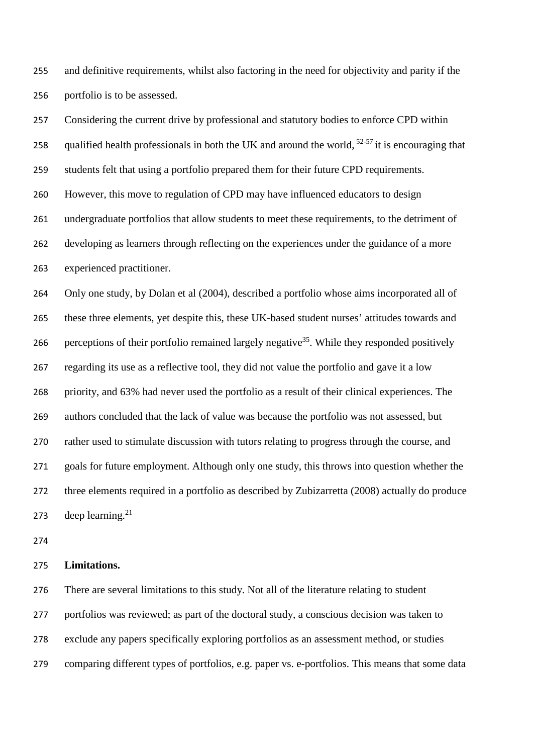and definitive requirements, whilst also factoring in the need for objectivity and parity if the portfolio is to be assessed.

Considering the current drive by professional and statutory bodies to enforce CPD within qualified health professionals in both the UK and around the world, [52-57] it is encouraging that students felt that using a portfolio prepared them for their future CPD requirements. However, this move to regulation of CPD may have influenced educators to design undergraduate portfolios that allow students to meet these requirements, to the detriment of developing as learners through reflecting on the experiences under the guidance of a more experienced practitioner.

Only one study, by Dolan et al (2004), described a portfolio whose aims incorporated all of these three elements, yet despite this, these UK-based student nurses' attitudes towards and perceptions of their portfolio remained largely negative[35]. While they responded positively regarding its use as a reflective tool, they did not value the portfolio and gave it a low priority, and 63% had never used the portfolio as a result of their clinical experiences. The authors concluded that the lack of value was because the portfolio was not assessed, but rather used to stimulate discussion with tutors relating to progress through the course, and goals for future employment. Although only one study, this throws into question whether the three elements required in a portfolio as described by Zubizarretta (2008) actually do produce deep learning.[21]

**Limitations.**

There are several limitations to this study. Not all of the literature relating to student portfolios was reviewed; as part of the doctoral study, a conscious decision was taken to exclude any papers specifically exploring portfolios as an assessment method, or studies comparing different types of portfolios, e.g. paper vs. e-portfolios. This means that some data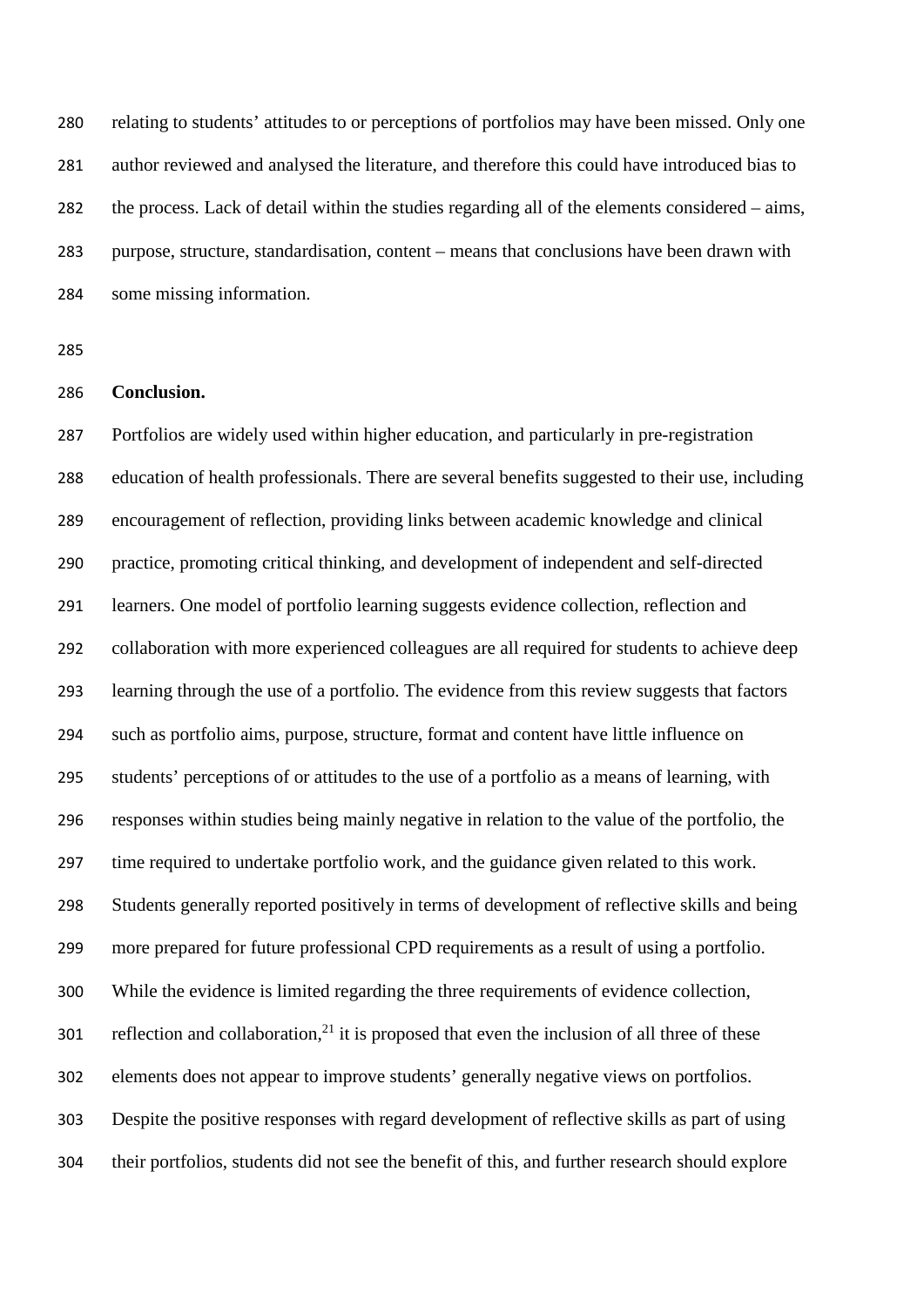relating to students' attitudes to or perceptions of portfolios may have been missed. Only one author reviewed and analysed the literature, and therefore this could have introduced bias to the process. Lack of detail within the studies regarding all of the elements considered – aims, purpose, structure, standardisation, content – means that conclusions have been drawn with some missing information.

**Conclusion.**

Portfolios are widely used within higher education, and particularly in pre-registration education of health professionals. There are several benefits suggested to their use, including encouragement of reflection, providing links between academic knowledge and clinical practice, promoting critical thinking, and development of independent and self-directed learners. One model of portfolio learning suggests evidence collection, reflection and collaboration with more experienced colleagues are all required for students to achieve deep learning through the use of a portfolio. The evidence from this review suggests that factors such as portfolio aims, purpose, structure, format and content have little influence on students' perceptions of or attitudes to the use of a portfolio as a means of learning, with responses within studies being mainly negative in relation to the value of the portfolio, the time required to undertake portfolio work, and the guidance given related to this work. Students generally reported positively in terms of development of reflective skills and being more prepared for future professional CPD requirements as a result of using a portfolio. While the evidence is limited regarding the three requirements of evidence collection, reflection and collaboration,[21] it is proposed that even the inclusion of all three of these elements does not appear to improve students' generally negative views on portfolios. Despite the positive responses with regard development of reflective skills as part of using their portfolios, students did not see the benefit of this, and further research should explore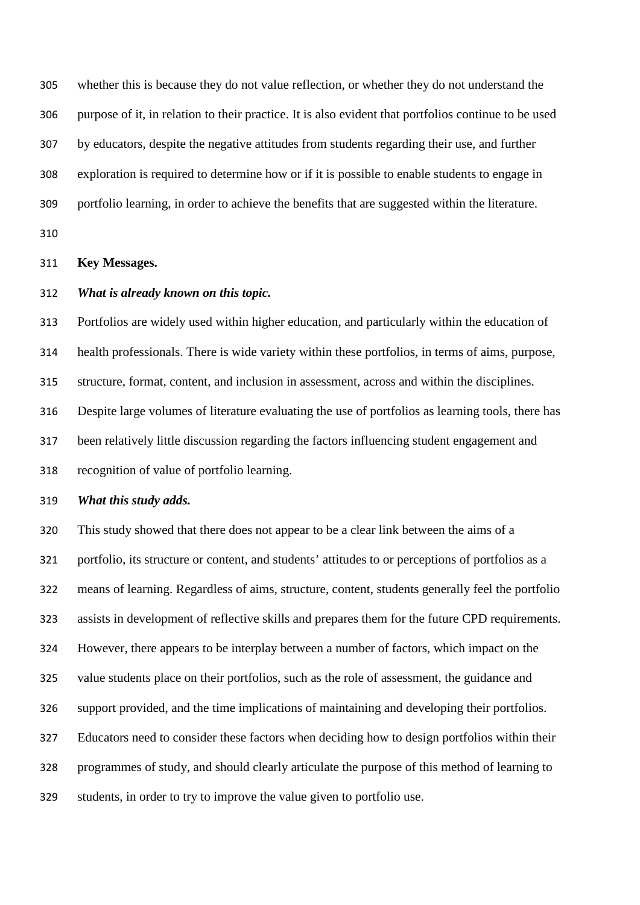whether this is because they do not value reflection, or whether they do not understand the purpose of it, in relation to their practice. It is also evident that portfolios continue to be used by educators, despite the negative attitudes from students regarding their use, and further exploration is required to determine how or if it is possible to enable students to engage in portfolio learning, in order to achieve the benefits that are suggested within the literature.

## Key Messages.

### *What is already known on this topic.*

Portfolios are widely used within higher education, and particularly within the education of health professionals. There is wide variety within these portfolios, in terms of aims, purpose, structure, format, content, and inclusion in assessment, across and within the disciplines. Despite large volumes of literature evaluating the use of portfolios as learning tools, there has been relatively little discussion regarding the factors influencing student engagement and recognition of value of portfolio learning.

### *What this study adds.*

This study showed that there does not appear to be a clear link between the aims of a portfolio, its structure or content, and students' attitudes to or perceptions of portfolios as a means of learning. Regardless of aims, structure, content, students generally feel the portfolio assists in development of reflective skills and prepares them for the future CPD requirements. However, there appears to be interplay between a number of factors, which impact on the value students place on their portfolios, such as the role of assessment, the guidance and support provided, and the time implications of maintaining and developing their portfolios. Educators need to consider these factors when deciding how to design portfolios within their programmes of study, and should clearly articulate the purpose of this method of learning to students, in order to try to improve the value given to portfolio use.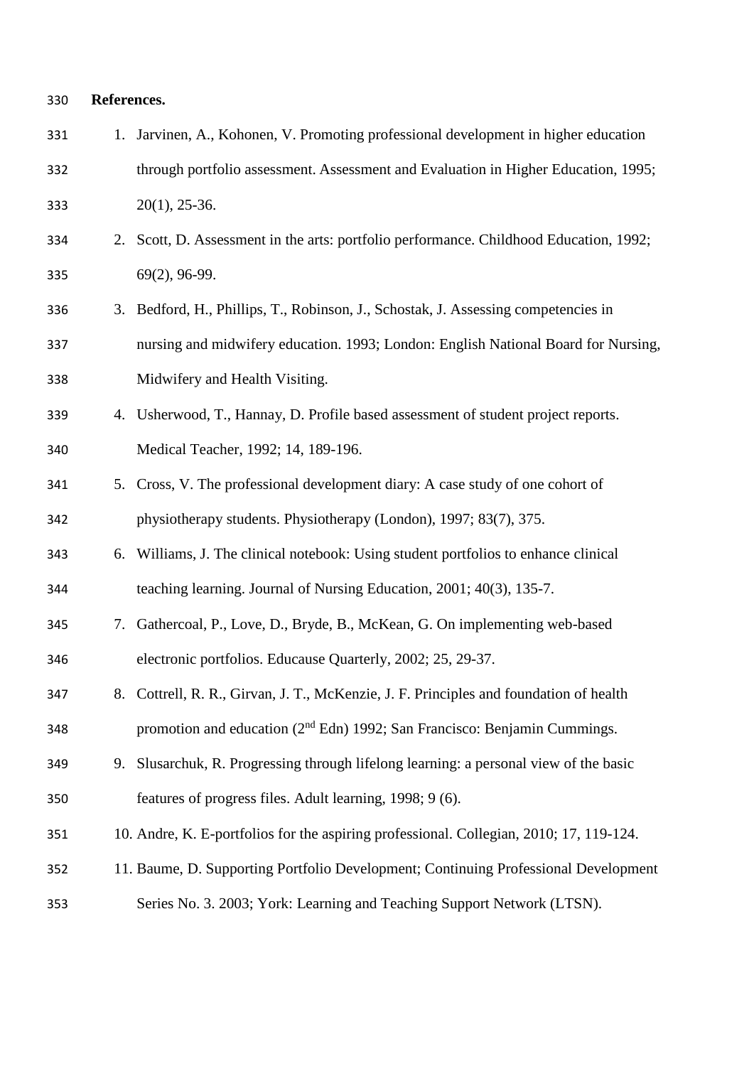**References.**

1. Jarvinen, A., Kohonen, V. Promoting professional development in higher education through portfolio assessment. Assessment and Evaluation in Higher Education, 1995; 20(1), 25-36.
2. Scott, D. Assessment in the arts: portfolio performance. Childhood Education, 1992; 69(2), 96-99.
3. Bedford, H., Phillips, T., Robinson, J., Schostak, J. Assessing competencies in nursing and midwifery education. 1993; London: English National Board for Nursing, Midwifery and Health Visiting.
4. Usherwood, T., Hannay, D. Profile based assessment of student project reports. Medical Teacher, 1992; 14, 189-196.
5. Cross, V. The professional development diary: A case study of one cohort of physiotherapy students. Physiotherapy (London), 1997; 83(7), 375.
6. Williams, J. The clinical notebook: Using student portfolios to enhance clinical teaching learning. Journal of Nursing Education, 2001; 40(3), 135-7.
7. Gathercoal, P., Love, D., Bryde, B., McKean, G. On implementing web-based electronic portfolios. Educause Quarterly, 2002; 25, 29-37.
8. Cottrell, R. R., Girvan, J. T., McKenzie, J. F. Principles and foundation of health promotion and education (2nd Edn) 1992; San Francisco: Benjamin Cummings.
9. Slusarchuk, R. Progressing through lifelong learning: a personal view of the basic features of progress files. Adult learning, 1998; 9 (6).
10. Andre, K. E-portfolios for the aspiring professional. Collegian, 2010; 17, 119-124.
11. Baume, D. Supporting Portfolio Development; Continuing Professional Development Series No. 3. 2003; York: Learning and Teaching Support Network (LTSN).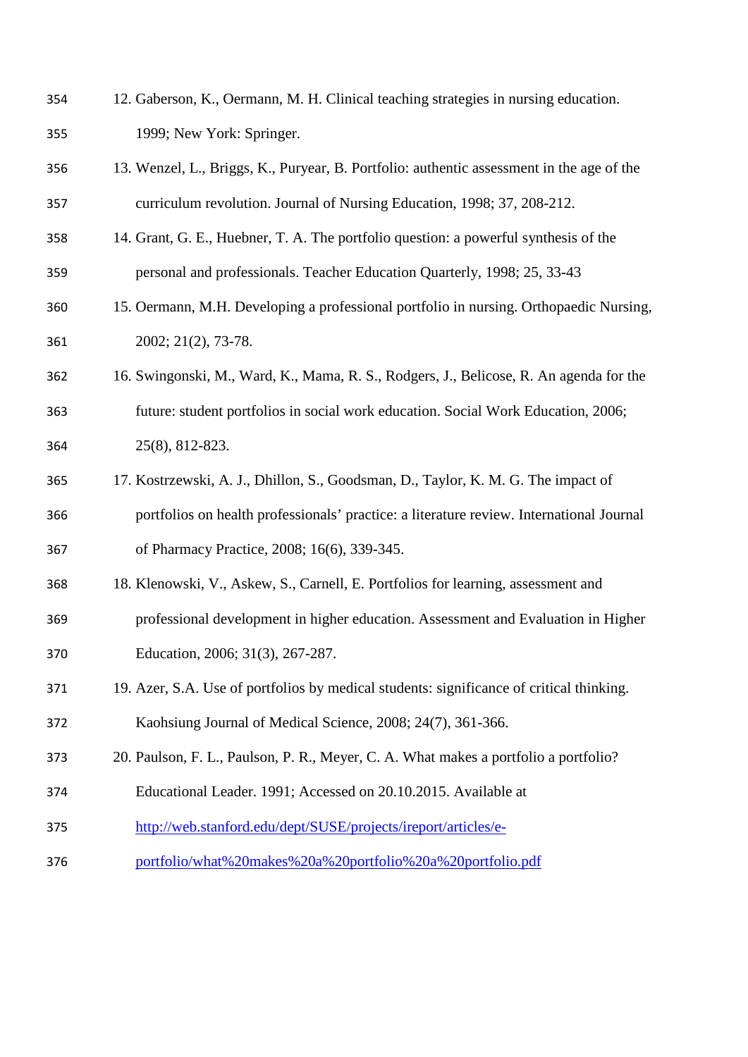12. Gaberson, K., Oermann, M. H. Clinical teaching strategies in nursing education. 1999; New York: Springer.
13. Wenzel, L., Briggs, K., Puryear, B. Portfolio: authentic assessment in the age of the curriculum revolution. Journal of Nursing Education, 1998; 37, 208-212.
14. Grant, G. E., Huebner, T. A. The portfolio question: a powerful synthesis of the personal and professionals. Teacher Education Quarterly, 1998; 25, 33-43
15. Oermann, M.H. Developing a professional portfolio in nursing. Orthopaedic Nursing, 2002; 21(2), 73-78.
16. Swingonski, M., Ward, K., Mama, R. S., Rodgers, J., Belicose, R. An agenda for the future: student portfolios in social work education. Social Work Education, 2006; 25(8), 812-823.
17. Kostrzewski, A. J., Dhillon, S., Goodsman, D., Taylor, K. M. G. The impact of portfolios on health professionals' practice: a literature review. International Journal of Pharmacy Practice, 2008; 16(6), 339-345.
18. Klenowski, V., Askew, S., Carnell, E. Portfolios for learning, assessment and professional development in higher education. Assessment and Evaluation in Higher Education, 2006; 31(3), 267-287.
19. Azer, S.A. Use of portfolios by medical students: significance of critical thinking. Kaohsiung Journal of Medical Science, 2008; 24(7), 361-366.
20. Paulson, F. L., Paulson, P. R., Meyer, C. A. What makes a portfolio a portfolio? Educational Leader. 1991; Accessed on 20.10.2015. Available at [http://web.stanford.edu/dept/SUSE/projects/ireport/articles/e-portfolio/what%20makes%20a%20portfolio%20a%20portfolio.pdf](http://web.stanford.edu/dept/SUSE/projects/ireport/articles/e-portfolio/what%20makes%20a%20portfolio%20a%20portfolio.pdf)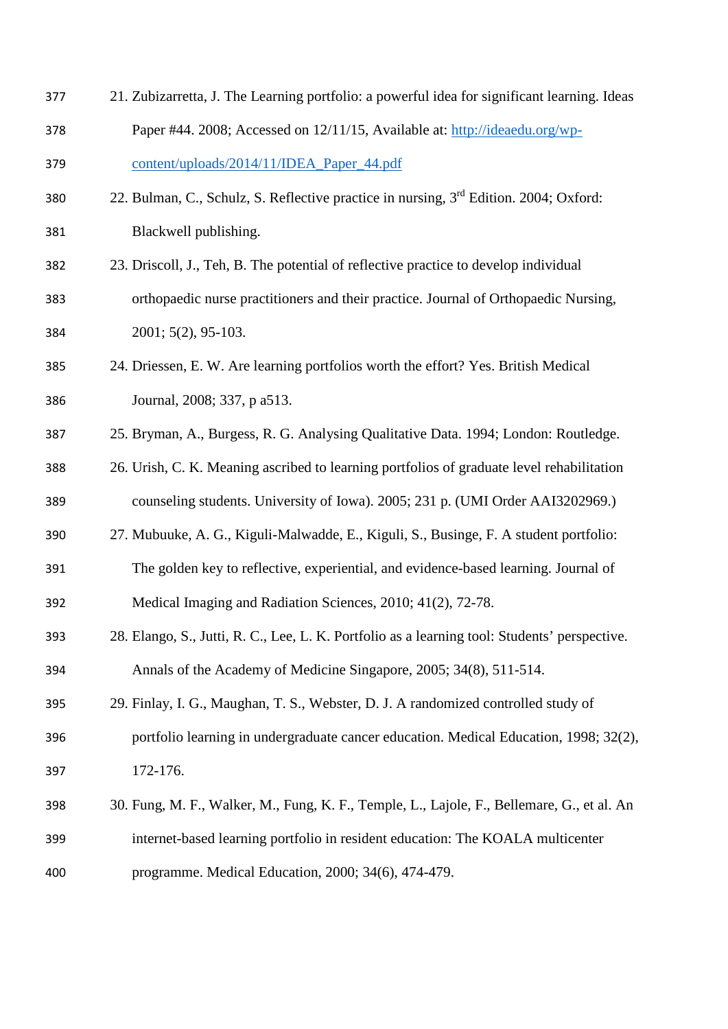21. Zubizarretta, J. The Learning portfolio: a powerful idea for significant learning. Ideas Paper #44. 2008; Accessed on 12/11/15, Available at: http://ideaedu.org/wp-content/uploads/2014/11/IDEA_Paper_44.pdf
22. Bulman, C., Schulz, S. Reflective practice in nursing, 3rd Edition. 2004; Oxford: Blackwell publishing.
23. Driscoll, J., Teh, B. The potential of reflective practice to develop individual orthopaedic nurse practitioners and their practice. Journal of Orthopaedic Nursing, 2001; 5(2), 95-103.
24. Driessen, E. W. Are learning portfolios worth the effort? Yes. British Medical Journal, 2008; 337, p a513.
25. Bryman, A., Burgess, R. G. Analysing Qualitative Data. 1994; London: Routledge.
26. Urish, C. K. Meaning ascribed to learning portfolios of graduate level rehabilitation counseling students. University of Iowa). 2005; 231 p. (UMI Order AAI3202969.)
27. Mubuuke, A. G., Kiguli-Malwadde, E., Kiguli, S., Businge, F. A student portfolio: The golden key to reflective, experiential, and evidence-based learning. Journal of Medical Imaging and Radiation Sciences, 2010; 41(2), 72-78.
28. Elango, S., Jutti, R. C., Lee, L. K. Portfolio as a learning tool: Students' perspective. Annals of the Academy of Medicine Singapore, 2005; 34(8), 511-514.
29. Finlay, I. G., Maughan, T. S., Webster, D. J. A randomized controlled study of portfolio learning in undergraduate cancer education. Medical Education, 1998; 32(2), 172-176.
30. Fung, M. F., Walker, M., Fung, K. F., Temple, L., Lajole, F., Bellemare, G., et al. An internet-based learning portfolio in resident education: The KOALA multicenter programme. Medical Education, 2000; 34(6), 474-479.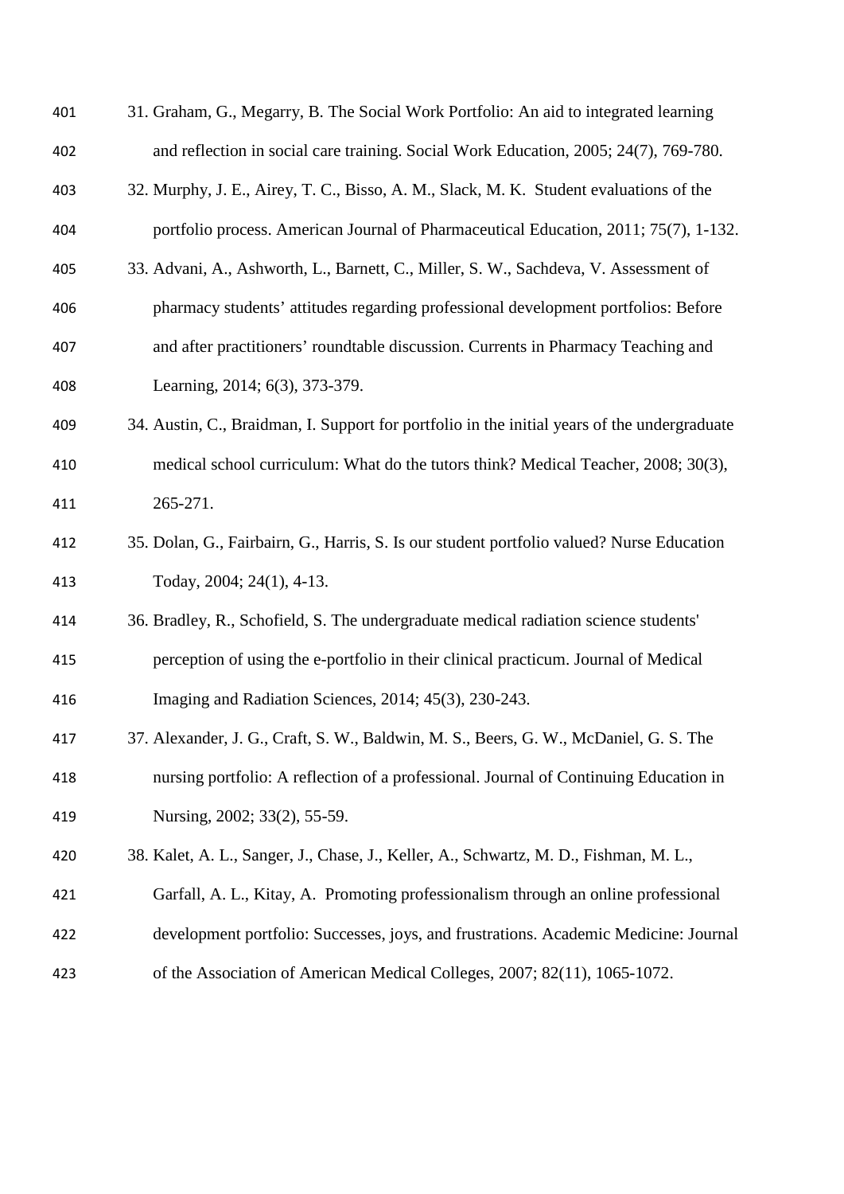31. Graham, G., Megarry, B. The Social Work Portfolio: An aid to integrated learning and reflection in social care training. Social Work Education, 2005; 24(7), 769-780.
32. Murphy, J. E., Airey, T. C., Bisso, A. M., Slack, M. K. Student evaluations of the portfolio process. American Journal of Pharmaceutical Education, 2011; 75(7), 1-132.
33. Advani, A., Ashworth, L., Barnett, C., Miller, S. W., Sachdeva, V. Assessment of pharmacy students' attitudes regarding professional development portfolios: Before and after practitioners' roundtable discussion. Currents in Pharmacy Teaching and Learning, 2014; 6(3), 373-379.
34. Austin, C., Braidman, I. Support for portfolio in the initial years of the undergraduate medical school curriculum: What do the tutors think? Medical Teacher, 2008; 30(3), 265-271.
35. Dolan, G., Fairbairn, G., Harris, S. Is our student portfolio valued? Nurse Education Today, 2004; 24(1), 4-13.
36. Bradley, R., Schofield, S. The undergraduate medical radiation science students' perception of using the e-portfolio in their clinical practicum. Journal of Medical Imaging and Radiation Sciences, 2014; 45(3), 230-243.
37. Alexander, J. G., Craft, S. W., Baldwin, M. S., Beers, G. W., McDaniel, G. S. The nursing portfolio: A reflection of a professional. Journal of Continuing Education in Nursing, 2002; 33(2), 55-59.
38. Kalet, A. L., Sanger, J., Chase, J., Keller, A., Schwartz, M. D., Fishman, M. L., Garfall, A. L., Kitay, A. Promoting professionalism through an online professional development portfolio: Successes, joys, and frustrations. Academic Medicine: Journal of the Association of American Medical Colleges, 2007; 82(11), 1065-1072.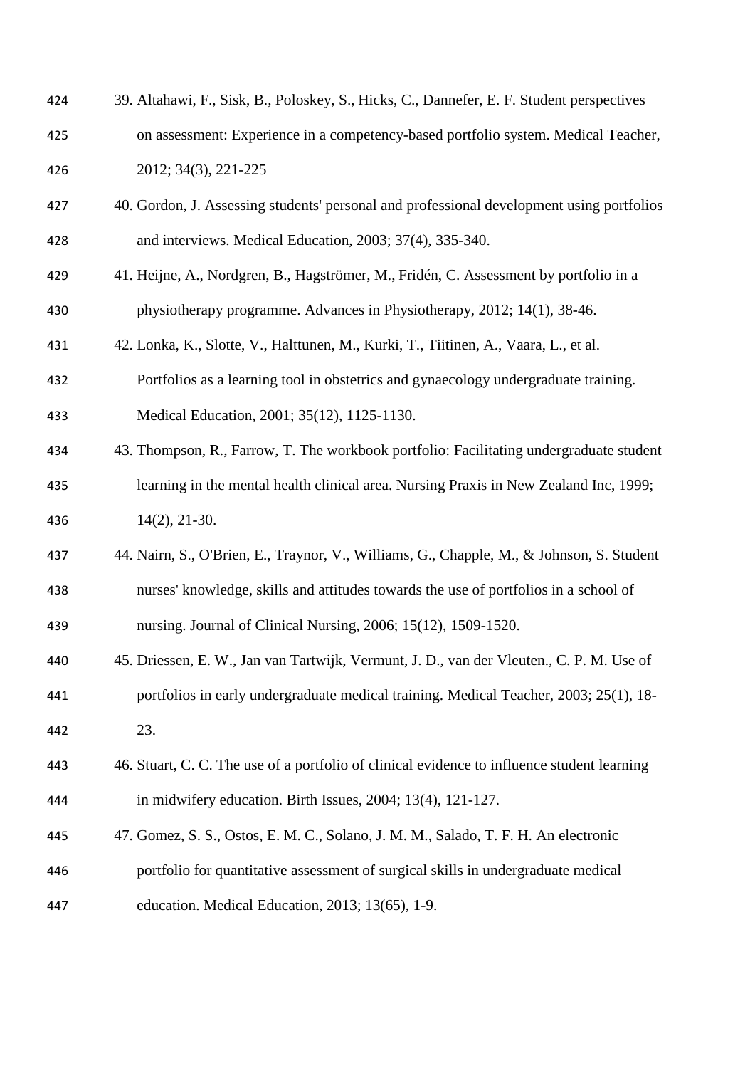39. Altahawi, F., Sisk, B., Poloskey, S., Hicks, C., Dannefer, E. F. Student perspectives on assessment: Experience in a competency-based portfolio system. Medical Teacher, 2012; 34(3), 221-225
40. Gordon, J. Assessing students' personal and professional development using portfolios and interviews. Medical Education, 2003; 37(4), 335-340.
41. Heijne, A., Nordgren, B., Hagströmer, M., Fridén, C. Assessment by portfolio in a physiotherapy programme. Advances in Physiotherapy, 2012; 14(1), 38-46.
42. Lonka, K., Slotte, V., Halttunen, M., Kurki, T., Tiitinen, A., Vaara, L., et al. Portfolios as a learning tool in obstetrics and gynaecology undergraduate training. Medical Education, 2001; 35(12), 1125-1130.
43. Thompson, R., Farrow, T. The workbook portfolio: Facilitating undergraduate student learning in the mental health clinical area. Nursing Praxis in New Zealand Inc, 1999; 14(2), 21-30.
44. Nairn, S., O'Brien, E., Traynor, V., Williams, G., Chapple, M., & Johnson, S. Student nurses' knowledge, skills and attitudes towards the use of portfolios in a school of nursing. Journal of Clinical Nursing, 2006; 15(12), 1509-1520.
45. Driessen, E. W., Jan van Tartwijk, Vermunt, J. D., van der Vleuten., C. P. M. Use of portfolios in early undergraduate medical training. Medical Teacher, 2003; 25(1), 18-23.
46. Stuart, C. C. The use of a portfolio of clinical evidence to influence student learning in midwifery education. Birth Issues, 2004; 13(4), 121-127.
47. Gomez, S. S., Ostos, E. M. C., Solano, J. M. M., Salado, T. F. H. An electronic portfolio for quantitative assessment of surgical skills in undergraduate medical education. Medical Education, 2013; 13(65), 1-9.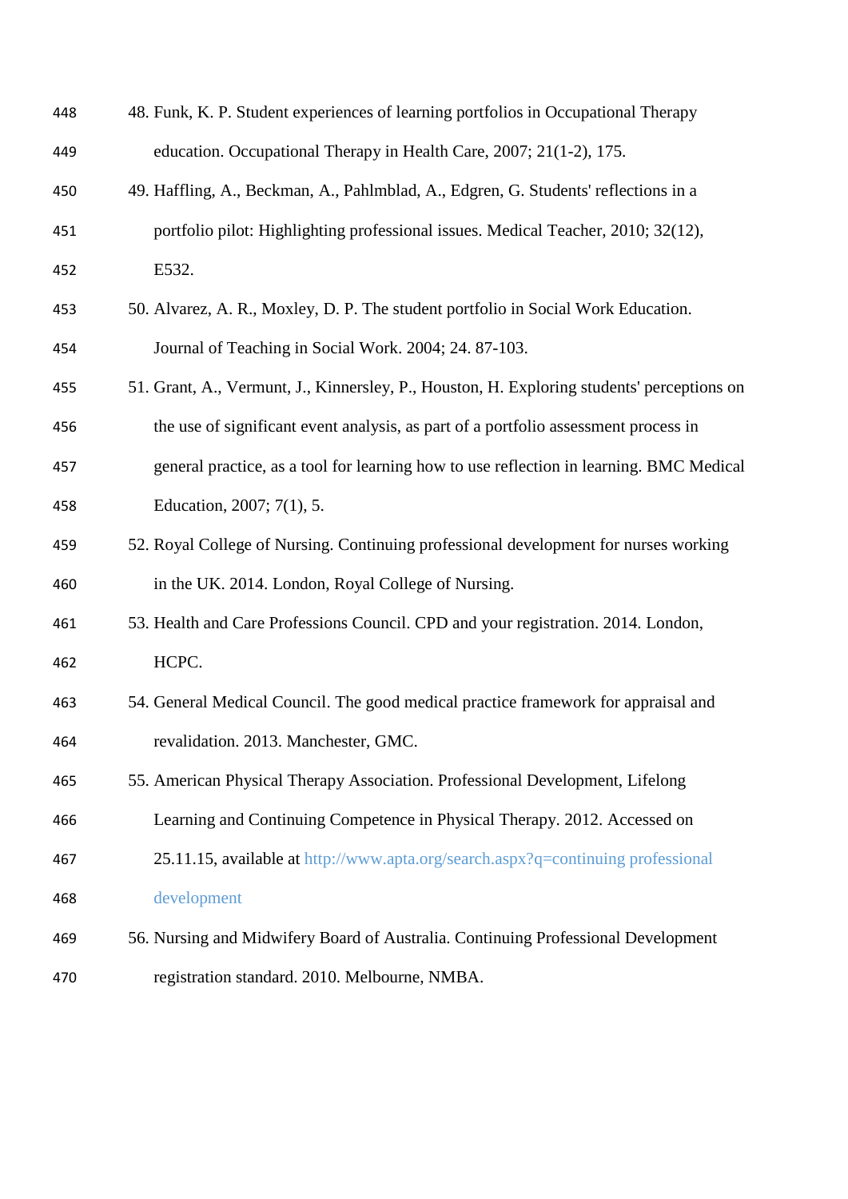48. Funk, K. P. Student experiences of learning portfolios in Occupational Therapy education. Occupational Therapy in Health Care, 2007; 21(1-2), 175.
49. Haffling, A., Beckman, A., Pahlmblad, A., Edgren, G. Students' reflections in a portfolio pilot: Highlighting professional issues. Medical Teacher, 2010; 32(12), E532.
50. Alvarez, A. R., Moxley, D. P. The student portfolio in Social Work Education. Journal of Teaching in Social Work. 2004; 24. 87-103.
51. Grant, A., Vermunt, J., Kinnersley, P., Houston, H. Exploring students' perceptions on the use of significant event analysis, as part of a portfolio assessment process in general practice, as a tool for learning how to use reflection in learning. BMC Medical Education, 2007; 7(1), 5.
52. Royal College of Nursing. Continuing professional development for nurses working in the UK. 2014. London, Royal College of Nursing.
53. Health and Care Professions Council. CPD and your registration. 2014. London, HCPC.
54. General Medical Council. The good medical practice framework for appraisal and revalidation. 2013. Manchester, GMC.
55. American Physical Therapy Association. Professional Development, Lifelong Learning and Continuing Competence in Physical Therapy. 2012. Accessed on 25.11.15, available at http://www.apta.org/search.aspx?q=continuing professional development
56. Nursing and Midwifery Board of Australia. Continuing Professional Development registration standard. 2010. Melbourne, NMBA.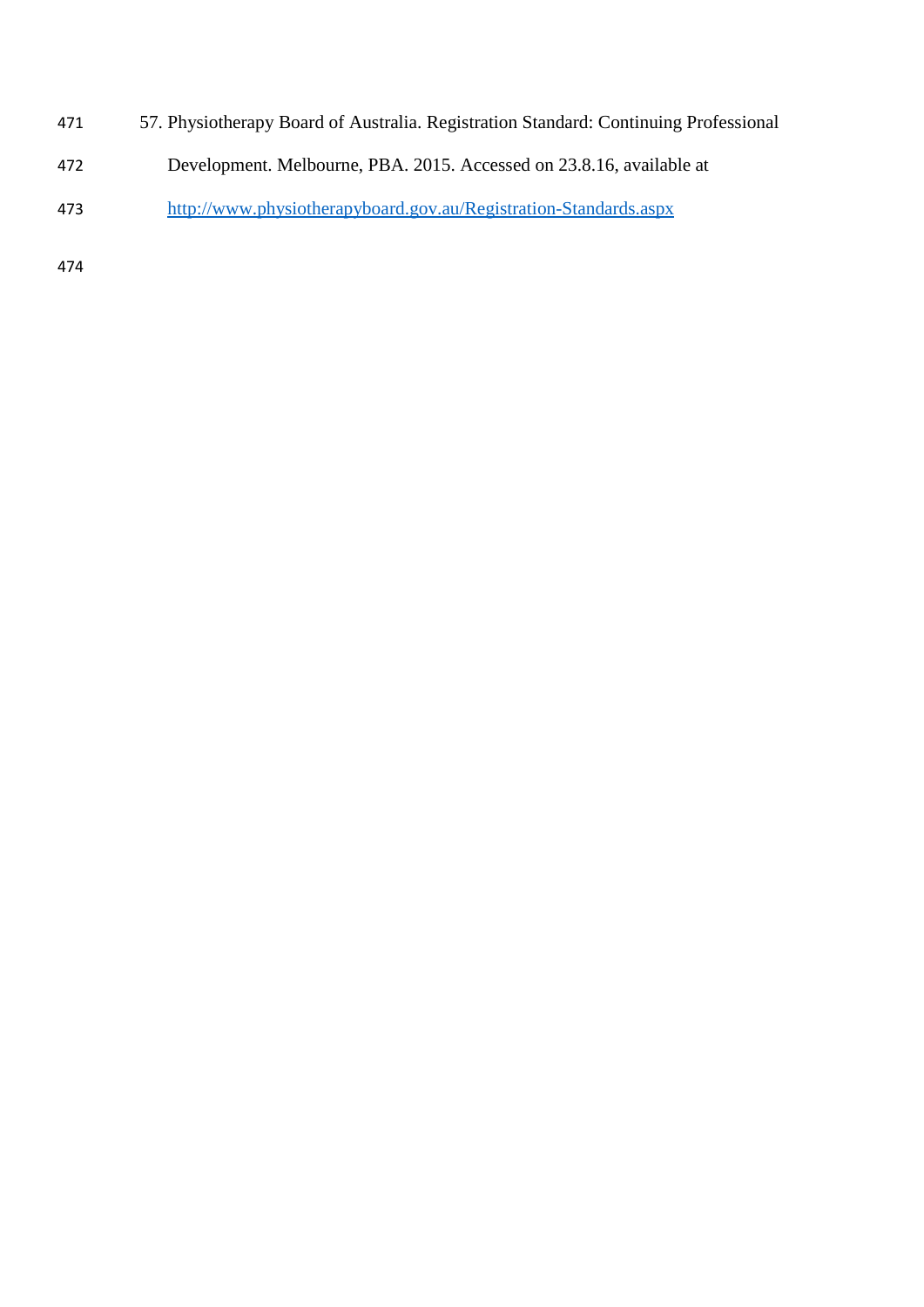57. Physiotherapy Board of Australia. Registration Standard: Continuing Professional Development. Melbourne, PBA. 2015. Accessed on 23.8.16, available at http://www.physiotherapyboard.gov.au/Registration-Standards.aspx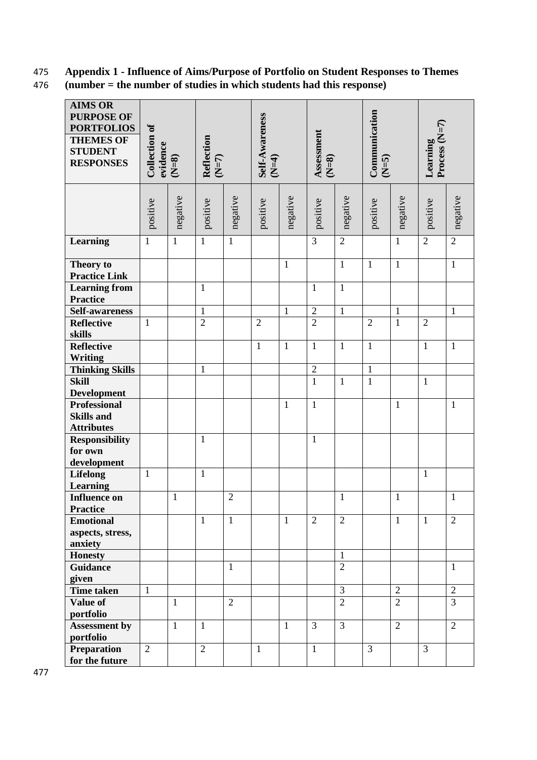**Appendix 1 - Influence of Aims/Purpose of Portfolio on Student Responses to Themes (number = the number of studies in which students had this response)**

| AIMS OR PURPOSE OF PORTFOLIOS / THEMES OF STUDENT RESPONSES | Collection of evidence (N=8) | | Reflection (N=7) | | Self-Awareness (N=4) | | Assessment (N=8) | | Communication (N=5) | | Learning Process (N=7) | |
|---|---|---|---|---|---|---|---|---|---|---|---|---|
| | positive | negative | positive | negative | positive | negative | positive | negative | positive | negative | positive | negative |
| **Learning** | 1 | 1 | 1 | 1 | | | 3 | 2 | | 1 | 2 | 2 |
| **Theory to Practice Link** | | | | | | 1 | | 1 | 1 | 1 | | 1 |
| **Learning from Practice** | | | 1 | | | | 1 | 1 | | | | |
| **Self-awareness** | | | 1 | | | 1 | 2 | 1 | | 1 | | 1 |
| **Reflective skills** | 1 | | 2 | | 2 | | 2 | | 2 | 1 | 2 | |
| **Reflective Writing** | | | | | 1 | 1 | 1 | 1 | 1 | | 1 | 1 |
| **Thinking Skills** | | | 1 | | | | 2 | | 1 | | | |
| **Skill Development** | | | | | | | 1 | 1 | 1 | | 1 | |
| **Professional Skills and Attributes** | | | | | | 1 | 1 | | | 1 | | 1 |
| **Responsibility for own development** | | | 1 | | | | 1 | | | | | |
| **Lifelong Learning** | 1 | | 1 | | | | | | | | 1 | |
| **Influence on Practice** | | 1 | | 2 | | | | 1 | | 1 | | 1 |
| **Emotional aspects, stress, anxiety** | | | 1 | 1 | | 1 | 2 | 2 | | 1 | 1 | 2 |
| **Honesty** | | | | | | | | 1 | | | | |
| **Guidance given** | | | | 1 | | | | 2 | | | | 1 |
| **Time taken** | 1 | | | | | | | 3 | | 2 | | 2 |
| **Value of portfolio** | | 1 | | 2 | | | | 2 | | 2 | | 3 |
| **Assessment by portfolio** | | 1 | 1 | | | 1 | 3 | 3 | | 2 | | 2 |
| **Preparation for the future** | 2 | | 2 | | 1 | | 1 | | 3 | | 3 | |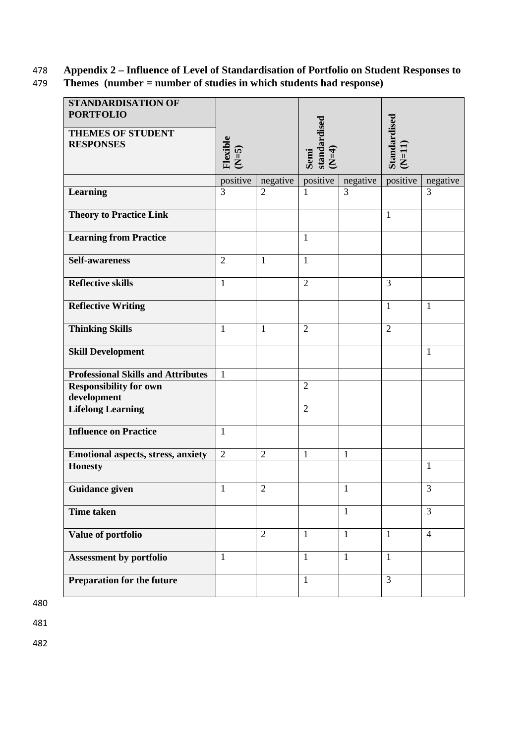**Appendix 2 – Influence of Level of Standardisation of Portfolio on Student Responses to Themes (number = number of studies in which students had response)**

| STANDARDISATION OF PORTFOLIO / THEMES OF STUDENT RESPONSES | Flexible (N=5) | | Semi standardised (N=4) | | Standardised (N=11) | |
|---|---|---|---|---|---|---|
| | positive | negative | positive | negative | positive | negative |
| **Learning** | 3 | 2 | 1 | 3 | | 3 |
| **Theory to Practice Link** | | | | | 1 | |
| **Learning from Practice** | | | 1 | | | |
| **Self-awareness** | 2 | 1 | 1 | | | |
| **Reflective skills** | 1 | | 2 | | 3 | |
| **Reflective Writing** | | | | | 1 | 1 |
| **Thinking Skills** | 1 | 1 | 2 | | 2 | |
| **Skill Development** | | | | | | 1 |
| **Professional Skills and Attributes** | 1 | | | | | |
| **Responsibility for own development** | | | 2 | | | |
| **Lifelong Learning** | | | 2 | | | |
| **Influence on Practice** | 1 | | | | | |
| **Emotional aspects, stress, anxiety** | 2 | 2 | 1 | 1 | | |
| **Honesty** | | | | | | 1 |
| **Guidance given** | 1 | 2 | | 1 | | 3 |
| **Time taken** | | | | 1 | | 3 |
| **Value of portfolio** | | 2 | 1 | 1 | 1 | 4 |
| **Assessment by portfolio** | 1 | | 1 | 1 | 1 | |
| **Preparation for the future** | | | 1 | | 3 | |